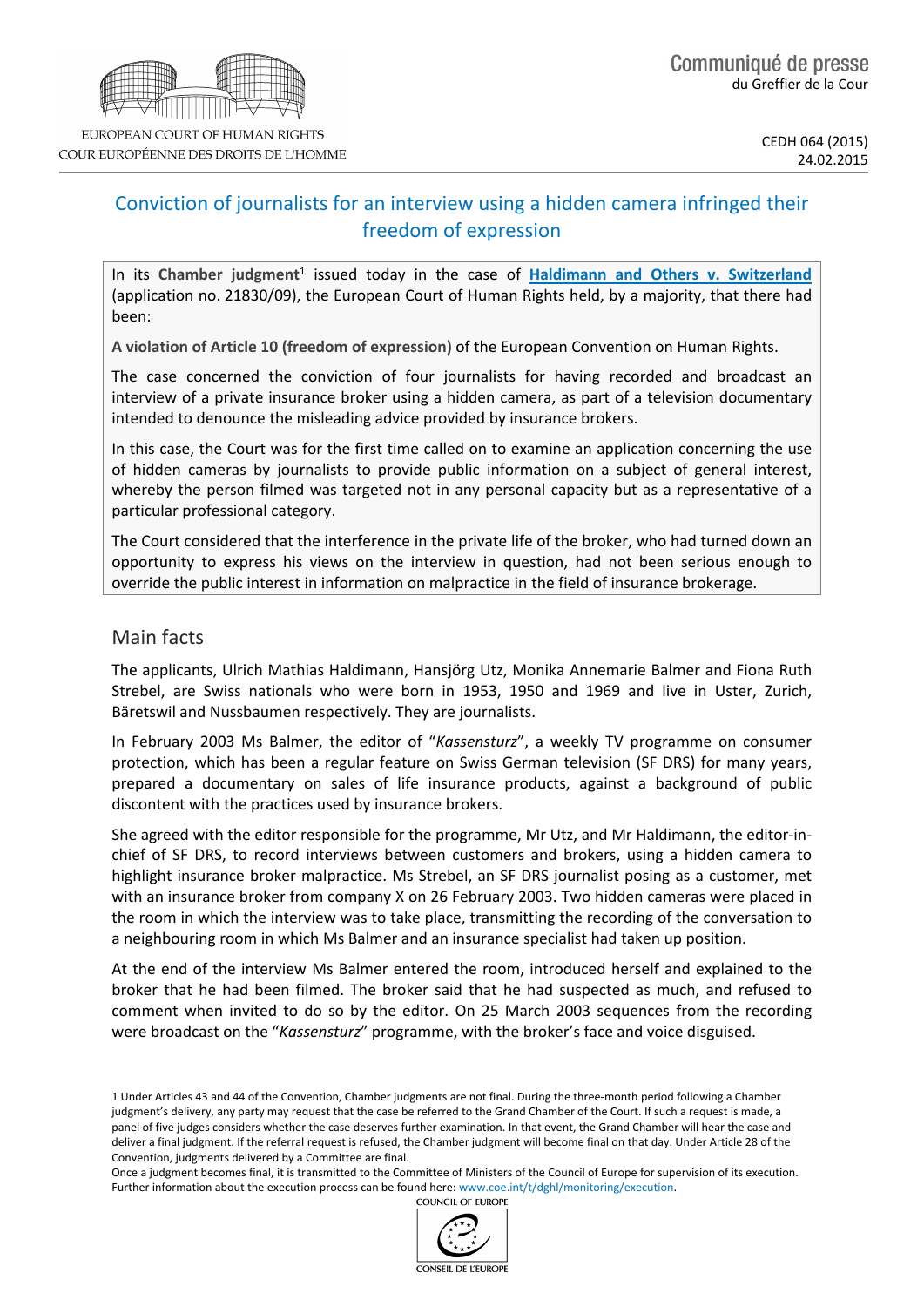# Conviction of journalists for an interview using a hidden camera infringed their freedom of expression

In its **Chamber judgment**[1] issued today in the case of **Haldimann and Others v. Switzerland** (application no. 21830/09), the European Court of Human Rights held, by a majority, that there had been:

**A violation of Article 10 (freedom of expression)** of the European Convention on Human Rights.

The case concerned the conviction of four journalists for having recorded and broadcast an interview of a private insurance broker using a hidden camera, as part of a television documentary intended to denounce the misleading advice provided by insurance brokers.

In this case, the Court was for the first time called on to examine an application concerning the use of hidden cameras by journalists to provide public information on a subject of general interest, whereby the person filmed was targeted not in any personal capacity but as a representative of a particular professional category.

The Court considered that the interference in the private life of the broker, who had turned down an opportunity to express his views on the interview in question, had not been serious enough to override the public interest in information on malpractice in the field of insurance brokerage.

## Main facts

The applicants, Ulrich Mathias Haldimann, Hansjörg Utz, Monika Annemarie Balmer and Fiona Ruth Strebel, are Swiss nationals who were born in 1953, 1950 and 1969 and live in Uster, Zurich, Bäretswil and Nussbaumen respectively. They are journalists.

In February 2003 Ms Balmer, the editor of "*Kassensturz*", a weekly TV programme on consumer protection, which has been a regular feature on Swiss German television (SF DRS) for many years, prepared a documentary on sales of life insurance products, against a background of public discontent with the practices used by insurance brokers.

She agreed with the editor responsible for the programme, Mr Utz, and Mr Haldimann, the editor-in-chief of SF DRS, to record interviews between customers and brokers, using a hidden camera to highlight insurance broker malpractice. Ms Strebel, an SF DRS journalist posing as a customer, met with an insurance broker from company X on 26 February 2003. Two hidden cameras were placed in the room in which the interview was to take place, transmitting the recording of the conversation to a neighbouring room in which Ms Balmer and an insurance specialist had taken up position.

At the end of the interview Ms Balmer entered the room, introduced herself and explained to the broker that he had been filmed. The broker said that he had suspected as much, and refused to comment when invited to do so by the editor. On 25 March 2003 sequences from the recording were broadcast on the "*Kassensturz*" programme, with the broker's face and voice disguised.

---

1 Under Articles 43 and 44 of the Convention, Chamber judgments are not final. During the three-month period following a Chamber judgment's delivery, any party may request that the case be referred to the Grand Chamber of the Court. If such a request is made, a panel of five judges considers whether the case deserves further examination. In that event, the Grand Chamber will hear the case and deliver a final judgment. If the referral request is refused, the Chamber judgment will become final on that day. Under Article 28 of the Convention, judgments delivered by a Committee are final.
Once a judgment becomes final, it is transmitted to the Committee of Ministers of the Council of Europe for supervision of its execution. Further information about the execution process can be found here: www.coe.int/t/dghl/monitoring/execution.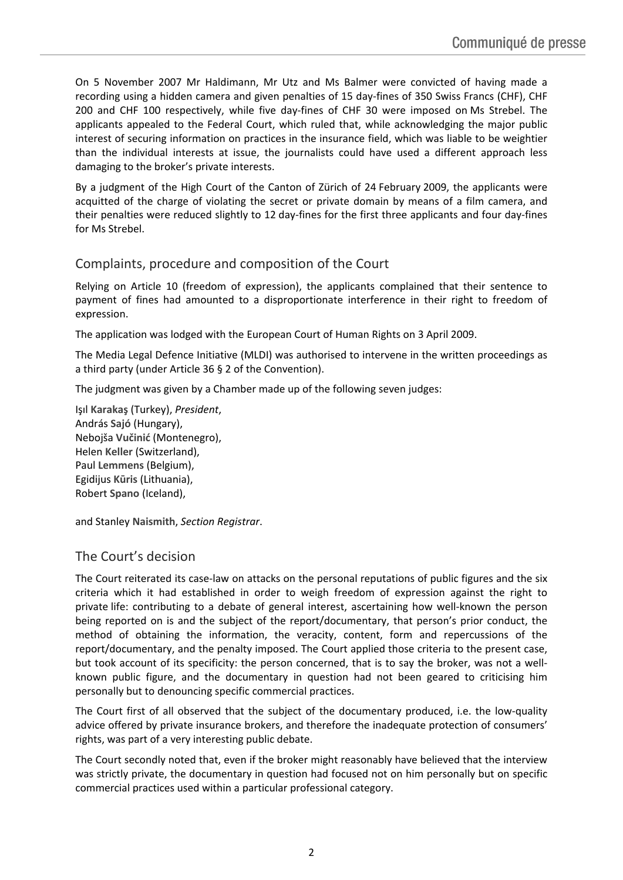On 5 November 2007 Mr Haldimann, Mr Utz and Ms Balmer were convicted of having made a recording using a hidden camera and given penalties of 15 day-fines of 350 Swiss Francs (CHF), CHF 200 and CHF 100 respectively, while five day-fines of CHF 30 were imposed on Ms Strebel. The applicants appealed to the Federal Court, which ruled that, while acknowledging the major public interest of securing information on practices in the insurance field, which was liable to be weightier than the individual interests at issue, the journalists could have used a different approach less damaging to the broker's private interests.

By a judgment of the High Court of the Canton of Zürich of 24 February 2009, the applicants were acquitted of the charge of violating the secret or private domain by means of a film camera, and their penalties were reduced slightly to 12 day-fines for the first three applicants and four day-fines for Ms Strebel.

## Complaints, procedure and composition of the Court

Relying on Article 10 (freedom of expression), the applicants complained that their sentence to payment of fines had amounted to a disproportionate interference in their right to freedom of expression.

The application was lodged with the European Court of Human Rights on 3 April 2009.

The Media Legal Defence Initiative (MLDI) was authorised to intervene in the written proceedings as a third party (under Article 36 § 2 of the Convention).

The judgment was given by a Chamber made up of the following seven judges:

Işıl **Karakaş** (Turkey), *President*,
András **Sajó** (Hungary),
Nebojša **Vučinić** (Montenegro),
Helen **Keller** (Switzerland),
Paul **Lemmens** (Belgium),
Egidijus **Kūris** (Lithuania),
Robert **Spano** (Iceland),

and Stanley **Naismith**, *Section Registrar*.

## The Court's decision

The Court reiterated its case-law on attacks on the personal reputations of public figures and the six criteria which it had established in order to weigh freedom of expression against the right to private life: contributing to a debate of general interest, ascertaining how well-known the person being reported on is and the subject of the report/documentary, that person's prior conduct, the method of obtaining the information, the veracity, content, form and repercussions of the report/documentary, and the penalty imposed. The Court applied those criteria to the present case, but took account of its specificity: the person concerned, that is to say the broker, was not a well-known public figure, and the documentary in question had not been geared to criticising him personally but to denouncing specific commercial practices.

The Court first of all observed that the subject of the documentary produced, i.e. the low-quality advice offered by private insurance brokers, and therefore the inadequate protection of consumers' rights, was part of a very interesting public debate.

The Court secondly noted that, even if the broker might reasonably have believed that the interview was strictly private, the documentary in question had focused not on him personally but on specific commercial practices used within a particular professional category.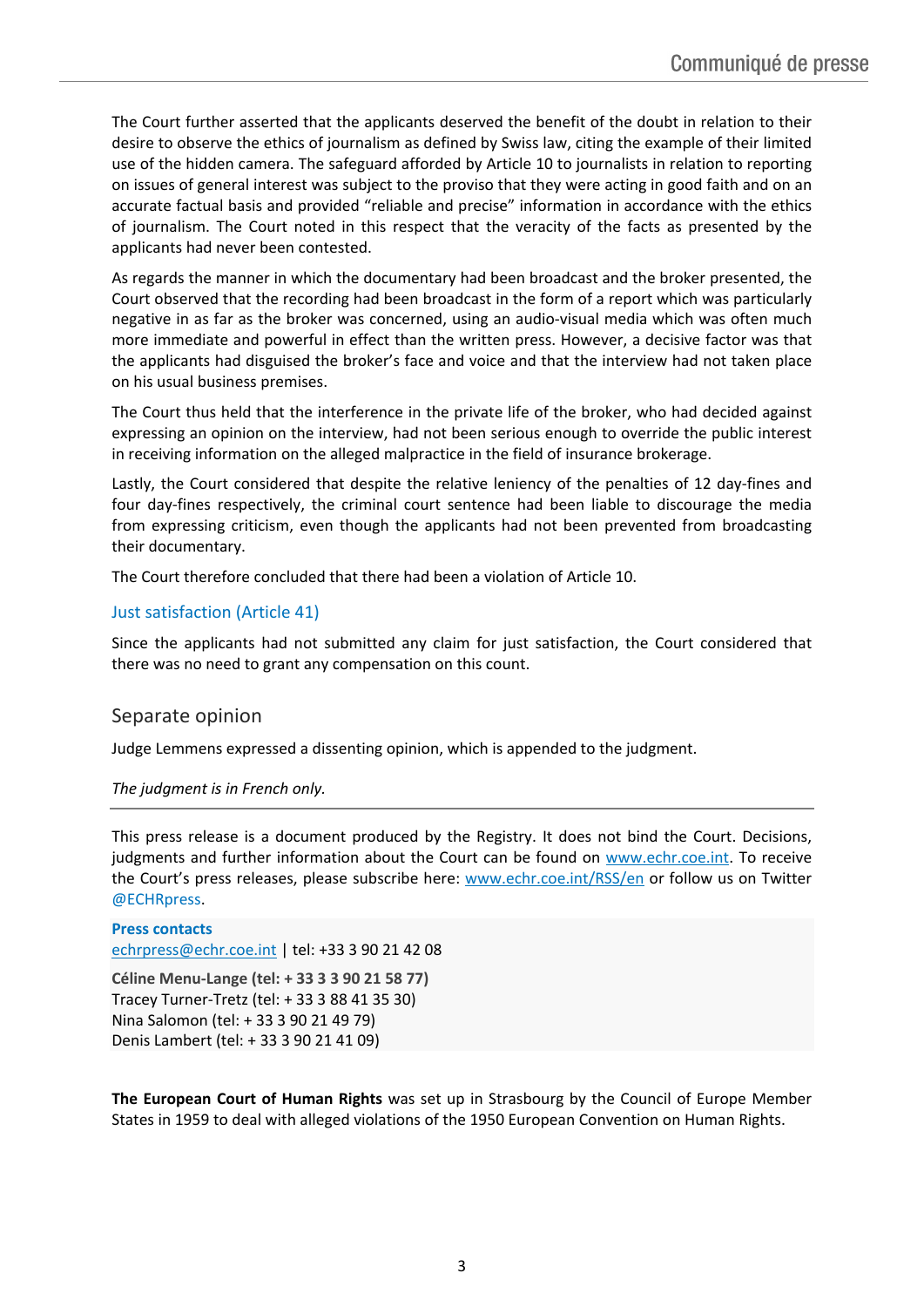The Court further asserted that the applicants deserved the benefit of the doubt in relation to their desire to observe the ethics of journalism as defined by Swiss law, citing the example of their limited use of the hidden camera. The safeguard afforded by Article 10 to journalists in relation to reporting on issues of general interest was subject to the proviso that they were acting in good faith and on an accurate factual basis and provided "reliable and precise" information in accordance with the ethics of journalism. The Court noted in this respect that the veracity of the facts as presented by the applicants had never been contested.

As regards the manner in which the documentary had been broadcast and the broker presented, the Court observed that the recording had been broadcast in the form of a report which was particularly negative in as far as the broker was concerned, using an audio-visual media which was often much more immediate and powerful in effect than the written press. However, a decisive factor was that the applicants had disguised the broker's face and voice and that the interview had not taken place on his usual business premises.

The Court thus held that the interference in the private life of the broker, who had decided against expressing an opinion on the interview, had not been serious enough to override the public interest in receiving information on the alleged malpractice in the field of insurance brokerage.

Lastly, the Court considered that despite the relative leniency of the penalties of 12 day-fines and four day-fines respectively, the criminal court sentence had been liable to discourage the media from expressing criticism, even though the applicants had not been prevented from broadcasting their documentary.

The Court therefore concluded that there had been a violation of Article 10.

### Just satisfaction (Article 41)

Since the applicants had not submitted any claim for just satisfaction, the Court considered that there was no need to grant any compensation on this count.

## Separate opinion

Judge Lemmens expressed a dissenting opinion, which is appended to the judgment.

*The judgment is in French only.*

---

This press release is a document produced by the Registry. It does not bind the Court. Decisions, judgments and further information about the Court can be found on www.echr.coe.int. To receive the Court's press releases, please subscribe here: www.echr.coe.int/RSS/en or follow us on Twitter @ECHRpress.

**Press contacts**
echrpress@echr.coe.int | tel: +33 3 90 21 42 08

**Céline Menu-Lange (tel: + 33 3 3 90 21 58 77)**
Tracey Turner-Tretz (tel: + 33 3 88 41 35 30)
Nina Salomon (tel: + 33 3 90 21 49 79)
Denis Lambert (tel: + 33 3 90 21 41 09)

**The European Court of Human Rights** was set up in Strasbourg by the Council of Europe Member States in 1959 to deal with alleged violations of the 1950 European Convention on Human Rights.